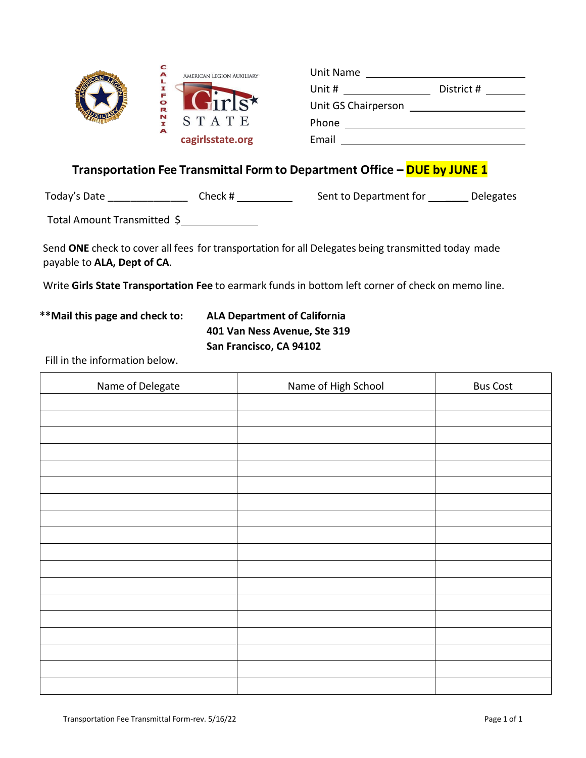AMERICAN LEGION AUXILIARY

CALIFORNIA Girls STATE

cagirlsstate.org

Unit Name ____________________

Unit # ______________ District # ________

Unit GS Chairperson ____________________

Phone ____________________

Email ____________________

## Transportation Fee Transmittal Form to Department Office – DUE by JUNE 1

Today's Date ______________ Check # __________ Sent to Department for _______ Delegates

Total Amount Transmitted $_____________

Send **ONE** check to cover all fees for transportation for all Delegates being transmitted today made payable to **ALA, Dept of CA**.

Write **Girls State Transportation Fee** to earmark funds in bottom left corner of check on memo line.

**\*\*Mail this page and check to:** **ALA Department of California**
**401 Van Ness Avenue, Ste 319**
**San Francisco, CA 94102**

Fill in the information below.

| Name of Delegate | Name of High School | Bus Cost |
| --- | --- | --- |
| | | |
| | | |
| | | |
| | | |
| | | |
| | | |
| | | |
| | | |
| | | |
| | | |
| | | |
| | | |
| | | |
| | | |
| | | |
| | | |
| | | |
| | | |

Transportation Fee Transmittal Form-rev. 5/16/22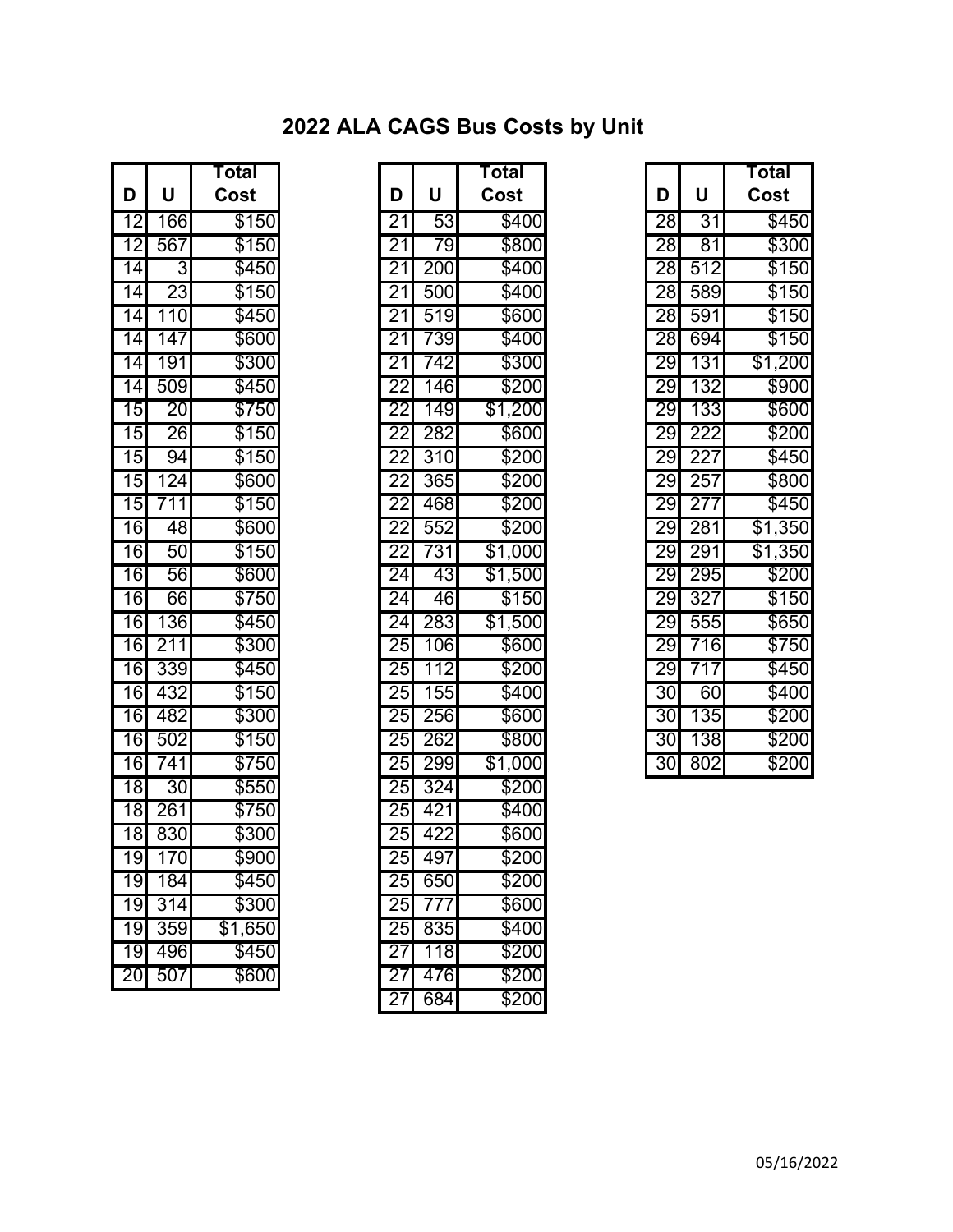# 2022 ALA CAGS Bus Costs by Unit

| D | U | Total Cost |
|---|---|---|
| 12 | 166 | $150 |
| 12 | 567 | $150 |
| 14 | 3 | $450 |
| 14 | 23 | $150 |
| 14 | 110 | $450 |
| 14 | 147 | $600 |
| 14 | 191 | $300 |
| 14 | 509 | $450 |
| 15 | 20 | $750 |
| 15 | 26 | $150 |
| 15 | 94 | $150 |
| 15 | 124 | $600 |
| 15 | 711 | $150 |
| 16 | 48 | $600 |
| 16 | 50 | $150 |
| 16 | 56 | $600 |
| 16 | 66 | $750 |
| 16 | 136 | $450 |
| 16 | 211 | $300 |
| 16 | 339 | $450 |
| 16 | 432 | $150 |
| 16 | 482 | $300 |
| 16 | 502 | $150 |
| 16 | 741 | $750 |
| 18 | 30 | $550 |
| 18 | 261 | $750 |
| 18 | 830 | $300 |
| 19 | 170 | $900 |
| 19 | 184 | $450 |
| 19 | 314 | $300 |
| 19 | 359 | $1,650 |
| 19 | 496 | $450 |
| 20 | 507 | $600 |

| D | U | Total Cost |
|---|---|---|
| 21 | 53 | $400 |
| 21 | 79 | $800 |
| 21 | 200 | $400 |
| 21 | 500 | $400 |
| 21 | 519 | $600 |
| 21 | 739 | $400 |
| 21 | 742 | $300 |
| 22 | 146 | $200 |
| 22 | 149 | $1,200 |
| 22 | 282 | $600 |
| 22 | 310 | $200 |
| 22 | 365 | $200 |
| 22 | 468 | $200 |
| 22 | 552 | $200 |
| 22 | 731 | $1,000 |
| 24 | 43 | $1,500 |
| 24 | 46 | $150 |
| 24 | 283 | $1,500 |
| 25 | 106 | $600 |
| 25 | 112 | $200 |
| 25 | 155 | $400 |
| 25 | 256 | $600 |
| 25 | 262 | $800 |
| 25 | 299 | $1,000 |
| 25 | 324 | $200 |
| 25 | 421 | $400 |
| 25 | 422 | $600 |
| 25 | 497 | $200 |
| 25 | 650 | $200 |
| 25 | 777 | $600 |
| 25 | 835 | $400 |
| 27 | 118 | $200 |
| 27 | 476 | $200 |
| 27 | 684 | $200 |

| D | U | Total Cost |
|---|---|---|
| 28 | 31 | $450 |
| 28 | 81 | $300 |
| 28 | 512 | $150 |
| 28 | 589 | $150 |
| 28 | 591 | $150 |
| 28 | 694 | $150 |
| 29 | 131 | $1,200 |
| 29 | 132 | $900 |
| 29 | 133 | $600 |
| 29 | 222 | $200 |
| 29 | 227 | $450 |
| 29 | 257 | $800 |
| 29 | 277 | $450 |
| 29 | 281 | $1,350 |
| 29 | 291 | $1,350 |
| 29 | 295 | $200 |
| 29 | 327 | $150 |
| 29 | 555 | $650 |
| 29 | 716 | $750 |
| 29 | 717 | $450 |
| 30 | 60 | $400 |
| 30 | 135 | $200 |
| 30 | 138 | $200 |
| 30 | 802 | $200 |

05/16/2022